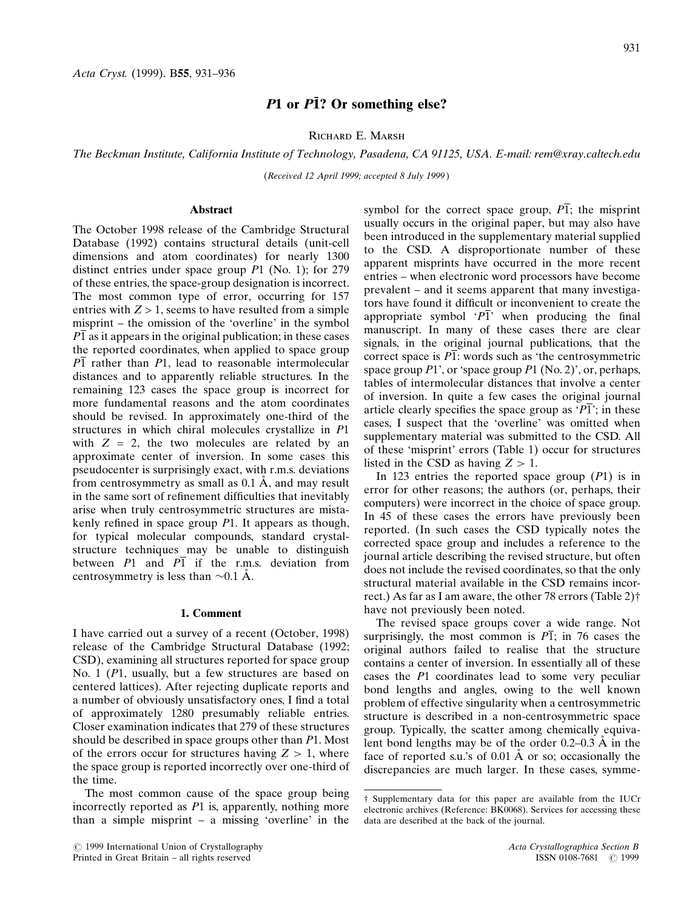Acta Cryst. (1999). B55, 931–936

# $P1$ or $P\bar{1}$? Or something else?

Richard E. Marsh

*The Beckman Institute, California Institute of Technology, Pasadena, CA 91125, USA. E-mail: rem@xray.caltech.edu*

(*Received 12 April 1999; accepted 8 July 1999*)

## Abstract

The October 1998 release of the Cambridge Structural Database (1992) contains structural details (unit-cell dimensions and atom coordinates) for nearly 1300 distinct entries under space group $P1$ (No. 1); for 279 of these entries, the space-group designation is incorrect. The most common type of error, occurring for 157 entries with $Z > 1$, seems to have resulted from a simple misprint – the omission of the 'overline' in the symbol $P\bar{1}$ as it appears in the original publication; in these cases the reported coordinates, when applied to space group $P\bar{1}$ rather than $P1$, lead to reasonable intermolecular distances and to apparently reliable structures. In the remaining 123 cases the space group is incorrect for more fundamental reasons and the atom coordinates should be revised. In approximately one-third of the structures in which chiral molecules crystallize in $P1$ with $Z = 2$, the two molecules are related by an approximate center of inversion. In some cases this pseudocenter is surprisingly exact, with r.m.s. deviations from centrosymmetry as small as 0.1 Å, and may result in the same sort of refinement difficulties that inevitably arise when truly centrosymmetric structures are mistakenly refined in space group $P1$. It appears as though, for typical molecular compounds, standard crystal-structure techniques may be unable to distinguish between $P1$ and $P\bar{1}$ if the r.m.s. deviation from centrosymmetry is less than ~0.1 Å.

## 1. Comment

I have carried out a survey of a recent (October, 1998) release of the Cambridge Structural Database (1992; CSD), examining all structures reported for space group No. 1 ($P1$, usually, but a few structures are based on centered lattices). After rejecting duplicate reports and a number of obviously unsatisfactory ones, I find a total of approximately 1280 presumably reliable entries. Closer examination indicates that 279 of these structures should be described in space groups other than $P1$. Most of the errors occur for structures having $Z > 1$, where the space group is reported incorrectly over one-third of the time.

The most common cause of the space group being incorrectly reported as $P1$ is, apparently, nothing more than a simple misprint – a missing 'overline' in the symbol for the correct space group, $P\bar{1}$; the misprint usually occurs in the original paper, but may also have been introduced in the supplementary material supplied to the CSD. A disproportionate number of these apparent misprints have occurred in the more recent entries – when electronic word processors have become prevalent – and it seems apparent that many investigators have found it difficult or inconvenient to create the appropriate symbol '$P\bar{1}$' when producing the final manuscript. In many of these cases there are clear signals, in the original journal publications, that the correct space is $P\bar{1}$: words such as 'the centrosymmetric space group $P1$', or 'space group $P1$ (No. 2)', or, perhaps, tables of intermolecular distances that involve a center of inversion. In quite a few cases the original journal article clearly specifies the space group as '$P\bar{1}$'; in these cases, I suspect that the 'overline' was omitted when supplementary material was submitted to the CSD. All of these 'misprint' errors (Table 1) occur for structures listed in the CSD as having $Z > 1$.

In 123 entries the reported space group ($P1$) is in error for other reasons; the authors (or, perhaps, their computers) were incorrect in the choice of space group. In 45 of these cases the errors have previously been reported. (In such cases the CSD typically notes the corrected space group and includes a reference to the journal article describing the revised structure, but often does not include the revised coordinates, so that the only structural material available in the CSD remains incorrect.) As far as I am aware, the other 78 errors (Table 2)† have not previously been noted.

The revised space groups cover a wide range. Not surprisingly, the most common is $P\bar{1}$; in 76 cases the original authors failed to realise that the structure contains a center of inversion. In essentially all of these cases the $P1$ coordinates lead to some very peculiar bond lengths and angles, owing to the well known problem of effective singularity when a centrosymmetric structure is described in a non-centrosymmetric space group. Typically, the scatter among chemically equivalent bond lengths may be of the order 0.2–0.3 Å in the face of reported s.u.'s of 0.01 Å or so; occasionally the discrepancies are much larger. In these cases, symme-

† Supplementary data for this paper are available from the IUCr electronic archives (Reference: BK0068). Services for accessing these data are described at the back of the journal.

© 1999 International Union of Crystallography
Printed in Great Britain – all rights reserved

Acta Crystallographica Section B
ISSN 0108-7681 © 1999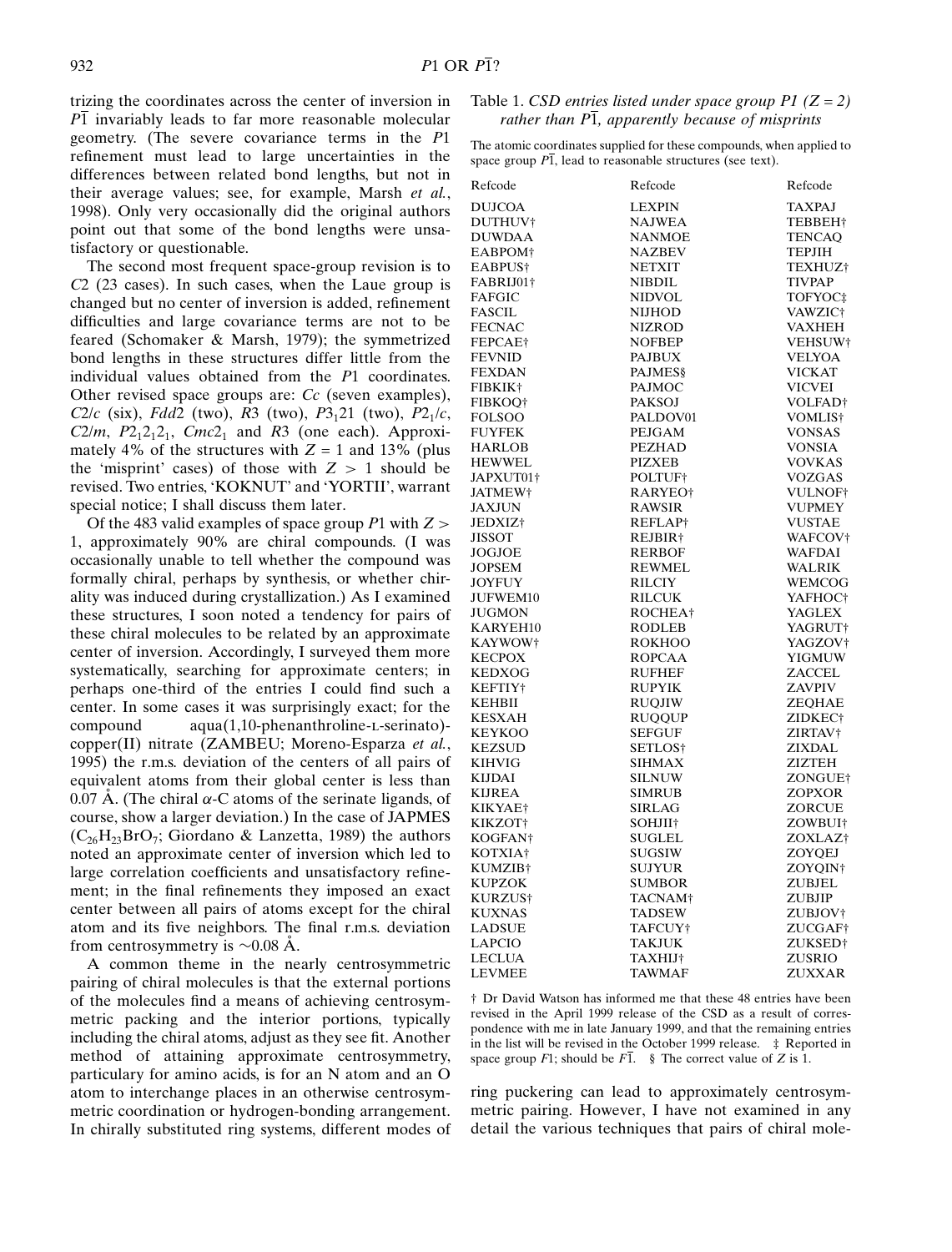trizing the coordinates across the center of inversion in $P\bar{1}$ invariably leads to far more reasonable molecular geometry. (The severe covariance terms in the $P1$ refinement must lead to large uncertainties in the differences between related bond lengths, but not in their average values; see, for example, Marsh *et al.*, 1998). Only very occasionally did the original authors point out that some of the bond lengths were unsatisfactory or questionable.

The second most frequent space-group revision is to $C2$ (23 cases). In such cases, when the Laue group is changed but no center of inversion is added, refinement difficulties and large covariance terms are not to be feared (Schomaker & Marsh, 1979); the symmetrized bond lengths in these structures differ little from the individual values obtained from the $P1$ coordinates. Other revised space groups are: $Cc$ (seven examples), $C2/c$ (six), $Fdd2$ (two), $R3$ (two), $P3_121$ (two), $P2_1/c$, $C2/m$, $P2_12_12_1$, $Cmc2_1$ and $R3$ (one each). Approximately 4% of the structures with $Z = 1$ and 13% (plus the 'misprint' cases) of those with $Z > 1$ should be revised. Two entries, 'KOKNUT' and 'YORTII', warrant special notice; I shall discuss them later.

Of the 483 valid examples of space group $P1$ with $Z > 1$, approximately 90% are chiral compounds. (I was occasionally unable to tell whether the compound was formally chiral, perhaps by synthesis, or whether chirality was induced during crystallization.) As I examined these structures, I soon noted a tendency for pairs of these chiral molecules to be related by an approximate center of inversion. Accordingly, I surveyed them more systematically, searching for approximate centers; in perhaps one-third of the entries I could find such a center. In some cases it was surprisingly exact; for the compound aqua(1,10-phenanthroline-L-serinato)-copper(II) nitrate (ZAMBEU; Moreno-Esparza *et al.*, 1995) the r.m.s. deviation of the centers of all pairs of equivalent atoms from their global center is less than 0.07 Å. (The chiral α-C atoms of the serinate ligands, of course, show a larger deviation.) In the case of JAPMES ($C_{26}H_{23}BrO_7$; Giordano & Lanzetta, 1989) the authors noted an approximate center of inversion which led to large correlation coefficients and unsatisfactory refinement; in the final refinements they imposed an exact center between all pairs of atoms except for the chiral atom and its five neighbors. The final r.m.s. deviation from centrosymmetry is ~0.08 Å.

A common theme in the nearly centrosymmetric pairing of chiral molecules is that the external portions of the molecules find a means of achieving centrosymmetric packing and the interior portions, typically including the chiral atoms, adjust as they see fit. Another method of attaining approximate centrosymmetry, particulary for amino acids, is for an N atom and an O atom to interchange places in an otherwise centrosymmetric coordination or hydrogen-bonding arrangement. In chirally substituted ring systems, different modes of ring puckering can lead to approximately centrosymmetric pairing. However, I have not examined in any detail the various techniques that pairs of chiral mole-

Table 1. *CSD entries listed under space group P1 (Z = 2) rather than $P\bar{1}$, apparently because of misprints*

The atomic coordinates supplied for these compounds, when applied to space group $P\bar{1}$, lead to reasonable structures (see text).

| Refcode | Refcode | Refcode |
|---|---|---|
| DUJCOA | LEXPIN | TAXPAJ |
| DUTHUV† | NAJWEA | TEBBEH† |
| DUWDAA | NANMOE | TENCAQ |
| EABPOM† | NAZBEV | TEPJIH |
| EABPUS† | NETXIT | TEXHUZ† |
| FABRIJ01† | NIBDIL | TIVPAP |
| FAFGIC | NIDVOL | TOFYOC‡ |
| FASCIL | NIJHOD | VAWZIC† |
| FECNAC | NIZROD | VAXHEH |
| FEPCAE† | NOFBEP | VEHSUW† |
| FEVNID | PAJBUX | VELYOA |
| FEXDAN | PAJMES§ | VICKAT |
| FIBKIK† | PAJMOC | VICVEI |
| FIBKOQ† | PAKSOJ | VOLFAD† |
| FOLSOO | PALDOV01 | VOMLIS† |
| FUYFEK | PEJGAM | VONSAS |
| HARLOB | PEZHAD | VONSIA |
| HEWWEL | PIZXEB | VOVKAS |
| JAPXUT01† | POLTUF† | VOZGAS |
| JATMEW† | RARYEO† | VULNOF† |
| JAXJUN | RAWSIR | VUPMEY |
| JEDXIZ† | REFLAP† | VUSTAE |
| JISSOT | REJBIR† | WAFCOV† |
| JOGJOE | RERBOF | WAFDAI |
| JOPSEM | REWMEL | WALRIK |
| JOYFUY | RILCIY | WEMCOG |
| JUFWEM10 | RILCUK | YAFHOC† |
| JUGMON | ROCHEA† | YAGLEX |
| KARYEH10 | RODLEB | YAGRUT† |
| KAYWOW† | ROKHOO | YAGZOV† |
| KECPOX | ROPCAA | YIGMUW |
| KEDXOG | RUFHEF | ZACCEL |
| KEFTIY† | RUPYIK | ZAVPIV |
| KEHBII | RUQJIW | ZEQHAE |
| KESXAH | RUQQUP | ZIDKEC† |
| KEYKOO | SEFGUF | ZIRTAV† |
| KEZSUD | SETLOS† | ZIXDAL |
| KIHVIG | SIHMAX | ZIZTEH |
| KIJDAI | SILNUW | ZONGUE† |
| KIJREA | SIMRUB | ZOPXOR |
| KIKYAE† | SIRLAG | ZORCUE |
| KIKZOT† | SOHJII† | ZOWBUI† |
| KOGFAN† | SUGLEL | ZOXLAZ† |
| KOTXIA† | SUGSIW | ZOYQEJ |
| KUMZIB† | SUJYUR | ZOYQIN† |
| KUPZOK | SUMBOR | ZUBJEL |
| KURZUS† | TACNAM† | ZUBJIP |
| KUXNAS | TADSEW | ZUBJOV† |
| LADSUE | TAFCUY† | ZUCGAF† |
| LAPCIO | TAKJUK | ZUKSED† |
| LECLUA | TAXHIJ† | ZUSRIO |
| LEVMEE | TAWMAF | ZUXXAR |

† Dr David Watson has informed me that these 48 entries have been revised in the April 1999 release of the CSD as a result of correspondence with me in late January 1999, and that the remaining entries in the list will be revised in the October 1999 release. ‡ Reported in space group $F1$; should be $F\bar{1}$. § The correct value of $Z$ is 1.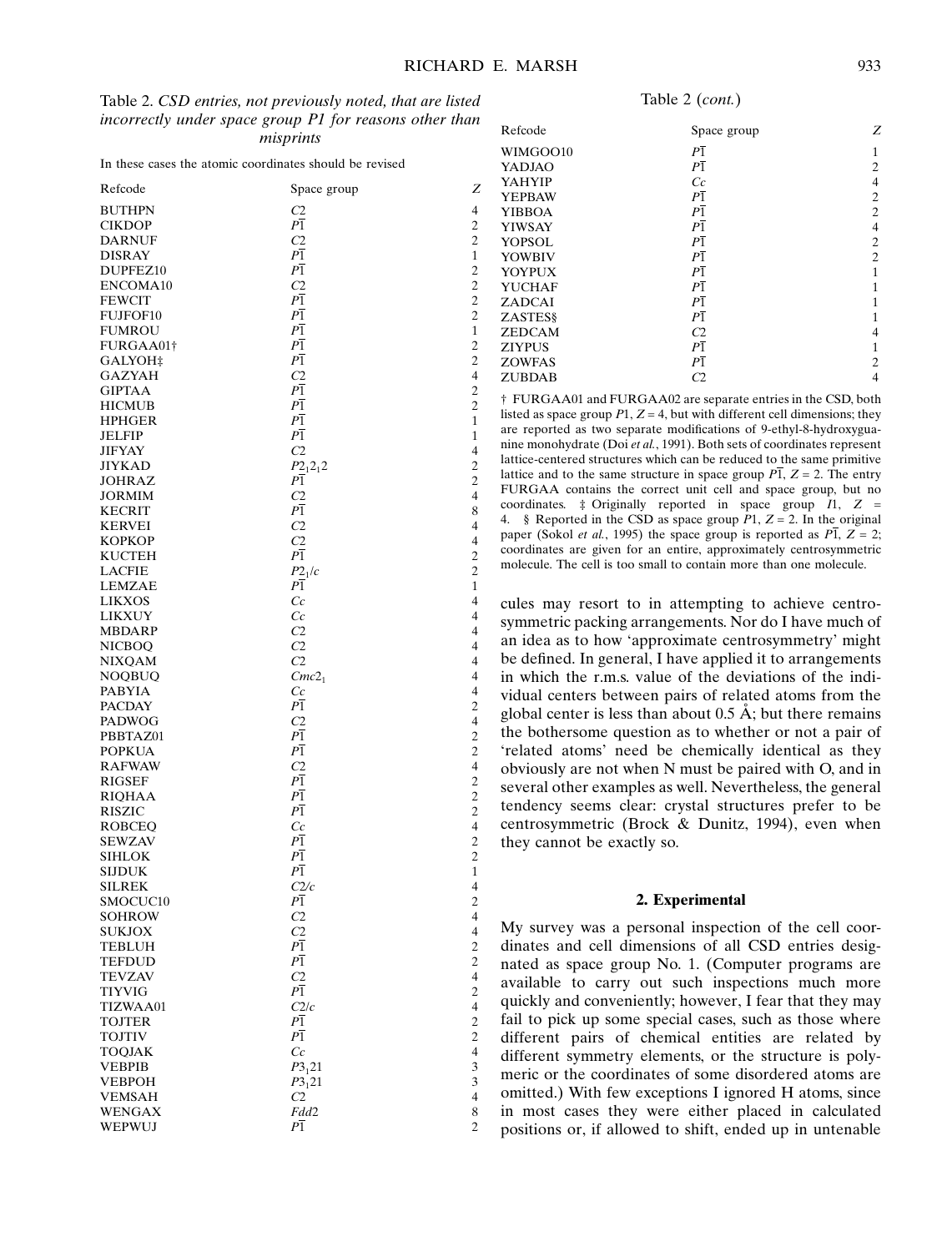Table 2. *CSD entries, not previously noted, that are listed incorrectly under space group P1 for reasons other than misprints*

In these cases the atomic coordinates should be revised

| Refcode | Space group | $Z$ |
|---|---|---|
| BUTHPN | $C2$ | 4 |
| CIKDOP | $P\bar{1}$ | 2 |
| DARNUF | $C2$ | 2 |
| DISRAY | $P\bar{1}$ | 1 |
| DUPFEZ10 | $P\bar{1}$ | 2 |
| ENCOMA10 | $C2$ | 2 |
| FEWCIT | $P\bar{1}$ | 2 |
| FUJFOF10 | $P\bar{1}$ | 2 |
| FUMROU | $P\bar{1}$ | 1 |
| FURGAA01† | $P\bar{1}$ | 2 |
| GALYOH‡ | $P\bar{1}$ | 2 |
| GAZYAH | $C2$ | 4 |
| GIPTAA | $P\bar{1}$ | 2 |
| HICMUB | $P\bar{1}$ | 2 |
| HPHGER | $P\bar{1}$ | 1 |
| JELFIP | $P\bar{1}$ | 1 |
| JIFYAY | $C2$ | 4 |
| JIYKAD | $P2_12_12$ | 2 |
| JOHRAZ | $P\bar{1}$ | 2 |
| JORMIM | $C2$ | 4 |
| KECRIT | $P\bar{1}$ | 8 |
| KERVEI | $C2$ | 4 |
| KOPKOP | $C2$ | 4 |
| KUCTEH | $P\bar{1}$ | 2 |
| LACFIE | $P2_1/c$ | 2 |
| LEMZAE | $P\bar{1}$ | 1 |
| LIKXOS | $Cc$ | 4 |
| LIKXUY | $Cc$ | 4 |
| MBDARP | $C2$ | 4 |
| NICBOQ | $C2$ | 4 |
| NIXQAM | $C2$ | 4 |
| NOQBUQ | $Cmc2_1$ | 4 |
| PABYIA | $Cc$ | 4 |
| PACDAY | $P\bar{1}$ | 2 |
| PADWOG | $C2$ | 4 |
| PBBTAZ01 | $P\bar{1}$ | 2 |
| POPKUA | $P\bar{1}$ | 2 |
| RAFWAW | $C2$ | 4 |
| RIGSEF | $P\bar{1}$ | 2 |
| RIQHAA | $P\bar{1}$ | 2 |
| RISZIC | $P\bar{1}$ | 2 |
| ROBCEQ | $Cc$ | 4 |
| SEWZAV | $P\bar{1}$ | 2 |
| SIHLOK | $P\bar{1}$ | 2 |
| SIJDUK | $P\bar{1}$ | 1 |
| SILREK | $C2/c$ | 4 |
| SMOCUC10 | $P\bar{1}$ | 2 |
| SOHROW | $C2$ | 4 |
| SUKJOX | $C2$ | 4 |
| TEBLUH | $P\bar{1}$ | 2 |
| TEFDUD | $P\bar{1}$ | 2 |
| TEVZAV | $C2$ | 4 |
| TIYVIG | $P\bar{1}$ | 2 |
| TIZWAA01 | $C2/c$ | 4 |
| TOJTER | $P\bar{1}$ | 2 |
| TOJTIV | $P\bar{1}$ | 2 |
| TOQJAK | $Cc$ | 4 |
| VEBPIB | $P3_121$ | 3 |
| VEBPOH | $P3_121$ | 3 |
| VEMSAH | $C2$ | 4 |
| WENGAX | $Fdd2$ | 8 |
| WEPWUJ | $P\bar{1}$ | 2 |
| WIMGOO10 | $P\bar{1}$ | 1 |
| YADJAO | $P\bar{1}$ | 2 |
| YAHYIP | $Cc$ | 4 |
| YEPBAW | $P\bar{1}$ | 2 |
| YIBBOA | $P\bar{1}$ | 2 |
| YIWSAY | $P\bar{1}$ | 4 |
| YOPSOL | $P\bar{1}$ | 2 |
| YOWBIV | $P\bar{1}$ | 2 |
| YOYPUX | $P\bar{1}$ | 1 |
| YUCHAF | $P\bar{1}$ | 1 |
| ZADCAI | $P\bar{1}$ | 1 |
| ZASTES§ | $P\bar{1}$ | 1 |
| ZEDCAM | $C2$ | 4 |
| ZIYPUS | $P\bar{1}$ | 1 |
| ZOWFAS | $P\bar{1}$ | 2 |
| ZUBDAB | $C2$ | 4 |

† FURGAA01 and FURGAA02 are separate entries in the CSD, both listed as space group $P1$, $Z = 4$, but with different cell dimensions; they are reported as two separate modifications of 9-ethyl-8-hydroxyguanine monohydrate (Doi *et al.*, 1991). Both sets of coordinates represent lattice-centered structures which can be reduced to the same primitive lattice and to the same structure in space group $P\bar{1}$, $Z = 2$. The entry FURGAA contains the correct unit cell and space group, but no coordinates. ‡ Originally reported in space group $I1$, $Z = 4$. § Reported in the CSD as space group $P1$, $Z = 2$. In the original paper (Sokol *et al.*, 1995) the space group is reported as $P\bar{1}$, $Z = 2$; coordinates are given for an entire, approximately centrosymmetric molecule. The cell is too small to contain more than one molecule.

cules may resort to in attempting to achieve centrosymmetric packing arrangements. Nor do I have much of an idea as to how 'approximate centrosymmetry' might be defined. In general, I have applied it to arrangements in which the r.m.s. value of the deviations of the individual centers between pairs of related atoms from the global center is less than about 0.5 Å; but there remains the bothersome question as to whether or not a pair of 'related atoms' need be chemically identical as they obviously are not when N must be paired with O, and in several other examples as well. Nevertheless, the general tendency seems clear: crystal structures prefer to be centrosymmetric (Brock & Dunitz, 1994), even when they cannot be exactly so.

## 2. Experimental

My survey was a personal inspection of the cell coordinates and cell dimensions of all CSD entries designated as space group No. 1. (Computer programs are available to carry out such inspections much more quickly and conveniently; however, I fear that they may fail to pick up some special cases, such as those where different pairs of chemical entities are related by different symmetry elements, or the structure is polymeric or the coordinates of some disordered atoms are omitted.) With few exceptions I ignored H atoms, since in most cases they were either placed in calculated positions or, if allowed to shift, ended up in untenable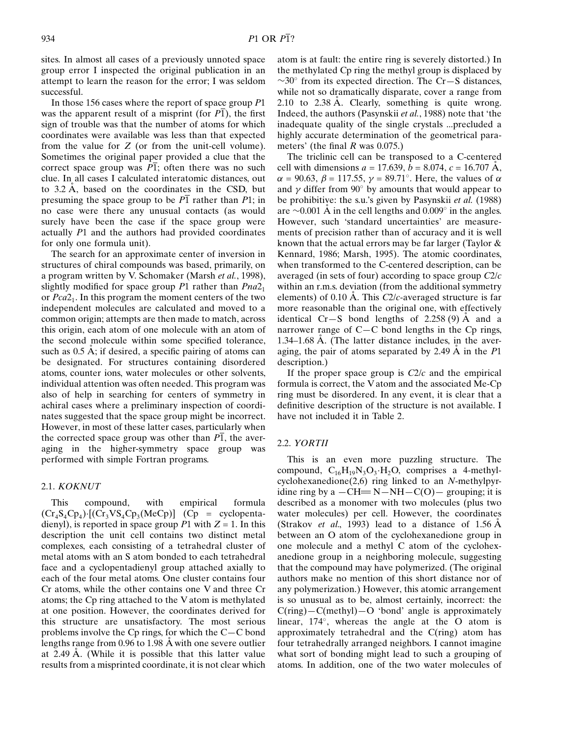sites. In almost all cases of a previously unnoted space group error I inspected the original publication in an attempt to learn the reason for the error; I was seldom successful.

In those 156 cases where the report of space group $P1$ was the apparent result of a misprint (for $P\bar{1}$), the first sign of trouble was that the number of atoms for which coordinates were available was less than that expected from the value for $Z$ (or from the unit-cell volume). Sometimes the original paper provided a clue that the correct space group was $P\bar{1}$; often there was no such clue. In all cases I calculated interatomic distances, out to 3.2 Å, based on the coordinates in the CSD, but presuming the space group to be $P\bar{1}$ rather than $P1$; in no case were there any unusual contacts (as would surely have been the case if the space group were actually $P1$ and the authors had provided coordinates for only one formula unit).

The search for an approximate center of inversion in structures of chiral compounds was based, primarily, on a program written by V. Schomaker (Marsh *et al.*, 1998), slightly modified for space group $P1$ rather than $Pna2_1$ or $Pca2_1$. In this program the moment centers of the two independent molecules are calculated and moved to a common origin; attempts are then made to match, across this origin, each atom of one molecule with an atom of the second molecule within some specified tolerance, such as 0.5 Å; if desired, a specific pairing of atoms can be designated. For structures containing disordered atoms, counter ions, water molecules or other solvents, individual attention was often needed. This program was also of help in searching for centers of symmetry in achiral cases where a preliminary inspection of coordinates suggested that the space group might be incorrect. However, in most of these latter cases, particularly when the corrected space group was other than $P\bar{1}$, the averaging in the higher-symmetry space group was performed with simple Fortran programs.

### 2.1. *KOKNUT*

This compound, with empirical formula $(Cr_4S_4Cp_4)\cdot[(Cr_3VS_4Cp_3(MeCp)]$ (Cp = cyclopentadienyl), is reported in space group $P1$ with $Z = 1$. In this description the unit cell contains two distinct metal complexes, each consisting of a tetrahedral cluster of metal atoms with an S atom bonded to each tetrahedral face and a cyclopentadienyl group attached axially to each of the four metal atoms. One cluster contains four Cr atoms, while the other contains one V and three Cr atoms; the Cp ring attached to the V atom is methylated at one position. However, the coordinates derived for this structure are unsatisfactory. The most serious problems involve the Cp rings, for which the C—C bond lengths range from 0.96 to 1.98 Å with one severe outlier at 2.49 Å. (While it is possible that this latter value results from a misprinted coordinate, it is not clear which atom is at fault: the entire ring is severely distorted.) In the methylated Cp ring the methyl group is displaced by ~30° from its expected direction. The Cr—S distances, while not so dramatically disparate, cover a range from 2.10 to 2.38 Å. Clearly, something is quite wrong. Indeed, the authors (Pasynskii *et al.*, 1988) note that 'the inadequate quality of the single crystals ...precluded a highly accurate determination of the geometrical parameters' (the final $R$ was 0.075.)

The triclinic cell can be transposed to a C-centered cell with dimensions $a$ = 17.639, $b$ = 8.074, $c$ = 16.707 Å, $\alpha$ = 90.63, $\beta$ = 117.55, $\gamma$ = 89.71°. Here, the values of $\alpha$ and $\gamma$ differ from 90° by amounts that would appear to be prohibitive: the s.u.'s given by Pasynskii *et al.* (1988) are ~0.001 Å in the cell lengths and 0.009° in the angles. However, such 'standard uncertainties' are measurements of precision rather than of accuracy and it is well known that the actual errors may be far larger (Taylor & Kennard, 1986; Marsh, 1995). The atomic coordinates, when transformed to the C-centered description, can be averaged (in sets of four) according to space group $C2/c$ within an r.m.s. deviation (from the additional symmetry elements) of 0.10 Å. This $C2/c$-averaged structure is far more reasonable than the original one, with effectively identical Cr—S bond lengths of 2.258 (9) Å and a narrower range of C—C bond lengths in the Cp rings, 1.34–1.68 Å. (The latter distance includes, in the averaging, the pair of atoms separated by 2.49 Å in the $P1$ description.)

If the proper space group is $C2/c$ and the empirical formula is correct, the V atom and the associated Me-Cp ring must be disordered. In any event, it is clear that a definitive description of the structure is not available. I have not included it in Table 2.

### 2.2. *YORTII*

This is an even more puzzling structure. The compound, $C_{16}H_{19}N_3O_3\cdot H_2O$, comprises a 4-methylcyclohexanedione(2,6) ring linked to an *N*-methylpyridine ring by a —CH═N—NH—C(O)— grouping; it is described as a monomer with two molecules (plus two water molecules) per cell. However, the coordinates (Strakov *et al.*, 1993) lead to a distance of 1.56 Å between an O atom of the cyclohexanedione group in one molecule and a methyl C atom of the cyclohexanedione group in a neighboring molecule, suggesting that the compound may have polymerized. (The original authors make no mention of this short distance nor of any polymerization.) However, this atomic arrangement is so unusual as to be, almost certainly, incorrect: the C(ring)—C(methyl)—O 'bond' angle is approximately linear, 174°, whereas the angle at the O atom is approximately tetrahedral and the C(ring) atom has four tetrahedrally arranged neighbors. I cannot imagine what sort of bonding might lead to such a grouping of atoms. In addition, one of the two water molecules of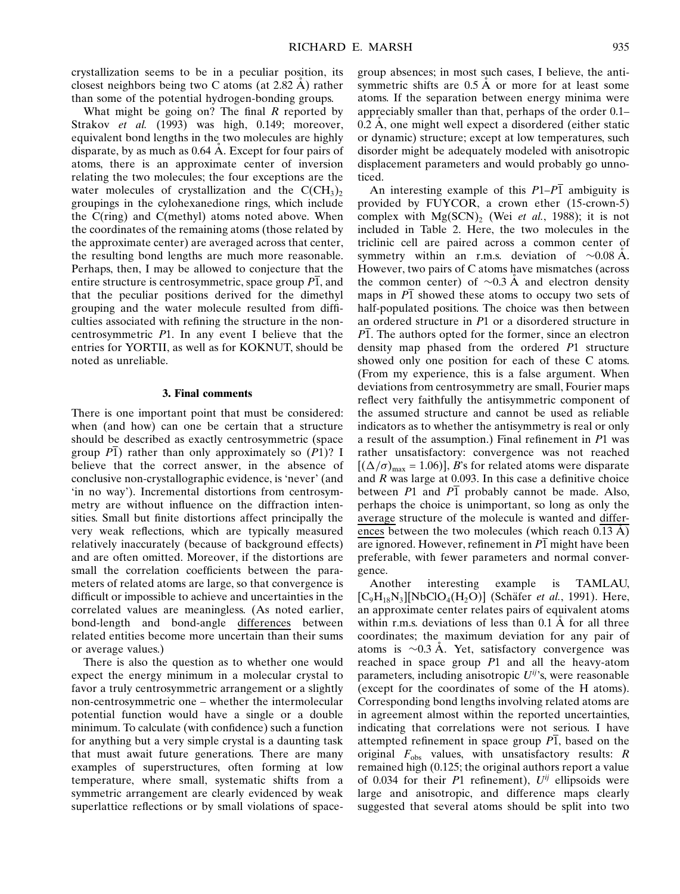crystallization seems to be in a peculiar position, its closest neighbors being two C atoms (at 2.82 Å) rather than some of the potential hydrogen-bonding groups.

What might be going on? The final $R$ reported by Strakov *et al.* (1993) was high, 0.149; moreover, equivalent bond lengths in the two molecules are highly disparate, by as much as 0.64 Å. Except for four pairs of atoms, there is an approximate center of inversion relating the two molecules; the four exceptions are the water molecules of crystallization and the $C(CH_3)_2$ groupings in the cylohexanedione rings, which include the C(ring) and C(methyl) atoms noted above. When the coordinates of the remaining atoms (those related by the approximate center) are averaged across that center, the resulting bond lengths are much more reasonable. Perhaps, then, I may be allowed to conjecture that the entire structure is centrosymmetric, space group $P\overline{1}$, and that the peculiar positions derived for the dimethyl grouping and the water molecule resulted from difficulties associated with refining the structure in the noncentrosymmetric $P1$. In any event I believe that the entries for YORTII, as well as for KOKNUT, should be noted as unreliable.

### 3. Final comments

There is one important point that must be considered: when (and how) can one be certain that a structure should be described as exactly centrosymmetric (space group $P\overline{1}$) rather than only approximately so ($P1$)? I believe that the correct answer, in the absence of conclusive non-crystallographic evidence, is 'never' (and 'in no way'). Incremental distortions from centrosymmetry are without influence on the diffraction intensities. Small but finite distortions affect principally the very weak reflections, which are typically measured relatively inaccurately (because of background effects) and are often omitted. Moreover, if the distortions are small the correlation coefficients between the parameters of related atoms are large, so that convergence is difficult or impossible to achieve and uncertainties in the correlated values are meaningless. (As noted earlier, bond-length and bond-angle <u>differences</u> between related entities become more uncertain than their sums or average values.)

There is also the question as to whether one would expect the energy minimum in a molecular crystal to favor a truly centrosymmetric arrangement or a slightly non-centrosymmetric one – whether the intermolecular potential function would have a single or a double minimum. To calculate (with confidence) such a function for anything but a very simple crystal is a daunting task that must await future generations. There are many examples of superstructures, often forming at low temperature, where small, systematic shifts from a symmetric arrangement are clearly evidenced by weak superlattice reflections or by small violations of space-group absences; in most such cases, I believe, the antisymmetric shifts are 0.5 Å or more for at least some atoms. If the separation between energy minima were appreciably smaller than that, perhaps of the order 0.1–0.2 Å, one might well expect a disordered (either static or dynamic) structure; except at low temperatures, such disorder might be adequately modeled with anisotropic displacement parameters and would probably go unnoticed.

An interesting example of this $P1$–$P\overline{1}$ ambiguity is provided by FUYCOR, a crown ether (15-crown-5) complex with $Mg(SCN)_2$ (Wei *et al.*, 1988); it is not included in Table 2. Here, the two molecules in the triclinic cell are paired across a common center of symmetry within an r.m.s. deviation of $\sim$0.08 Å. However, two pairs of C atoms have mismatches (across the common center) of $\sim$0.3 Å and electron density maps in $P\overline{1}$ showed these atoms to occupy two sets of half-populated positions. The choice was then between an ordered structure in $P1$ or a disordered structure in $P\overline{1}$. The authors opted for the former, since an electron density map phased from the ordered $P1$ structure showed only one position for each of these C atoms. (From my experience, this is a false argument. When deviations from centrosymmetry are small, Fourier maps reflect very faithfully the antisymmetric component of the assumed structure and cannot be used as reliable indicators as to whether the antisymmetry is real or only a result of the assumption.) Final refinement in $P1$ was rather unsatisfactory: convergence was not reached [$(\Delta/\sigma)_{max} = 1.06$)], $B$'s for related atoms were disparate and $R$ was large at 0.093. In this case a definitive choice between $P1$ and $P\overline{1}$ probably cannot be made. Also, perhaps the choice is unimportant, so long as only the <u>average</u> structure of the molecule is wanted and <u>differences</u> between the two molecules (which reach 0.13 Å) are ignored. However, refinement in $P\overline{1}$ might have been preferable, with fewer parameters and normal convergence.

Another interesting example is TAMLAU, $[C_9H_{18}N_3][NbClO_4(H_2O)]$ (Schäfer *et al.*, 1991). Here, an approximate center relates pairs of equivalent atoms within r.m.s. deviations of less than 0.1 Å for all three coordinates; the maximum deviation for any pair of atoms is $\sim$0.3 Å. Yet, satisfactory convergence was reached in space group $P1$ and all the heavy-atom parameters, including anisotropic $U^{ij}$'s, were reasonable (except for the coordinates of some of the H atoms). Corresponding bond lengths involving related atoms are in agreement almost within the reported uncertainties, indicating that correlations were not serious. I have attempted refinement in space group $P\overline{1}$, based on the original $F_{obs}$ values, with unsatisfactory results: $R$ remained high (0.125; the original authors report a value of 0.034 for their $P1$ refinement), $U^{ij}$ ellipsoids were large and anisotropic, and difference maps clearly suggested that several atoms should be split into two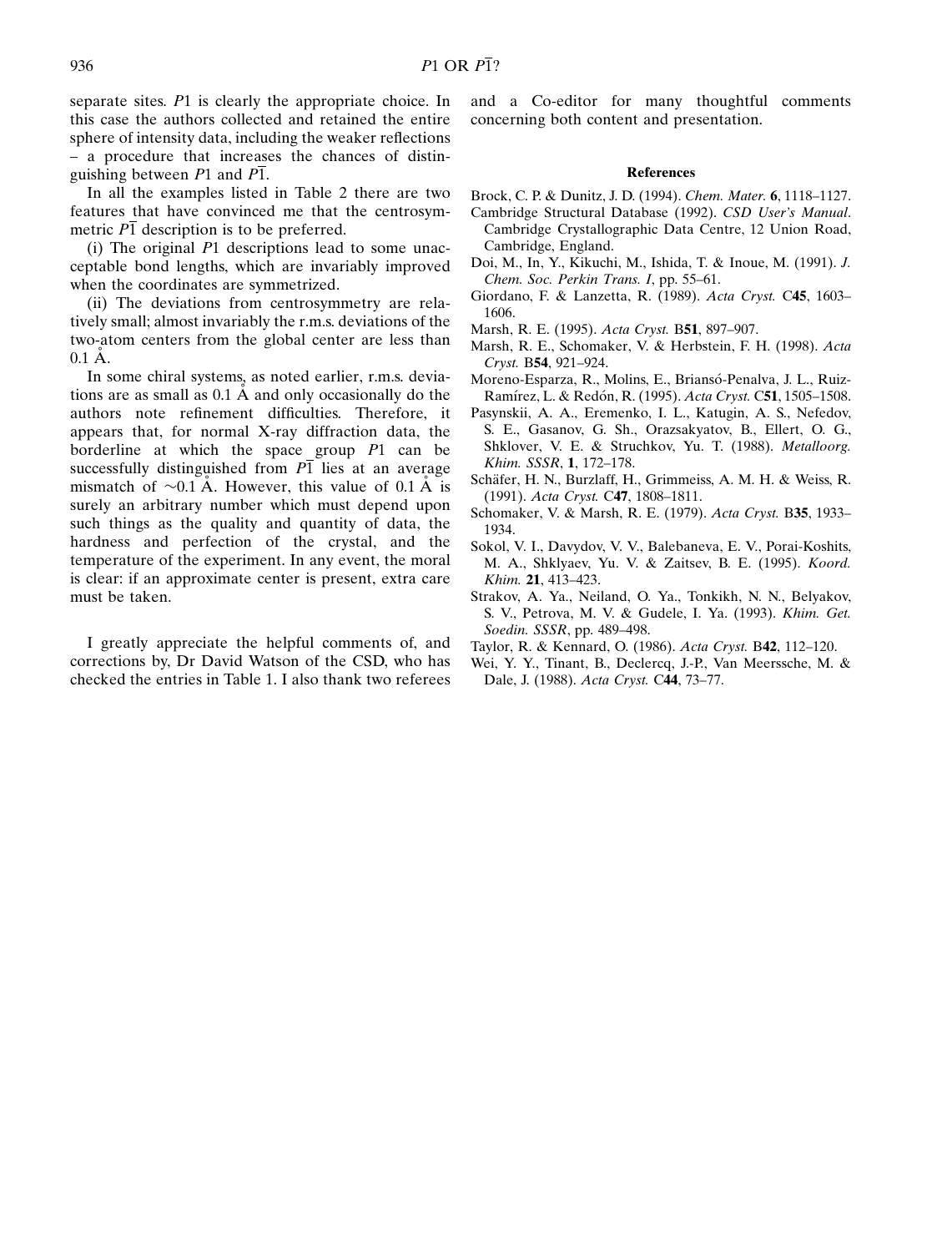separate sites. $P1$ is clearly the appropriate choice. In this case the authors collected and retained the entire sphere of intensity data, including the weaker reflections – a procedure that increases the chances of distinguishing between $P1$ and $P\bar{1}$.

In all the examples listed in Table 2 there are two features that have convinced me that the centrosymmetric $P\bar{1}$ description is to be preferred.

(i) The original $P1$ descriptions lead to some unacceptable bond lengths, which are invariably improved when the coordinates are symmetrized.

(ii) The deviations from centrosymmetry are relatively small; almost invariably the r.m.s. deviations of the two-atom centers from the global center are less than 0.1 Å.

In some chiral systems, as noted earlier, r.m.s. deviations are as small as 0.1 Å and only occasionally do the authors note refinement difficulties. Therefore, it appears that, for normal X-ray diffraction data, the borderline at which the space group $P1$ can be successfully distinguished from $P\bar{1}$ lies at an average mismatch of ~0.1 Å. However, this value of 0.1 Å is surely an arbitrary number which must depend upon such things as the quality and quantity of data, the hardness and perfection of the crystal, and the temperature of the experiment. In any event, the moral is clear: if an approximate center is present, extra care must be taken.

I greatly appreciate the helpful comments of, and corrections by, Dr David Watson of the CSD, who has checked the entries in Table 1. I also thank two referees and a Co-editor for many thoughtful comments concerning both content and presentation.

## References

Brock, C. P. & Dunitz, J. D. (1994). *Chem. Mater.* **6**, 1118–1127.

Cambridge Structural Database (1992). *CSD User's Manual*. Cambridge Crystallographic Data Centre, 12 Union Road, Cambridge, England.

Doi, M., In, Y., Kikuchi, M., Ishida, T. & Inoue, M. (1991). *J. Chem. Soc. Perkin Trans. I*, pp. 55–61.

Giordano, F. & Lanzetta, R. (1989). *Acta Cryst.* C**45**, 1603–1606.

Marsh, R. E. (1995). *Acta Cryst.* B**51**, 897–907.

Marsh, R. E., Schomaker, V. & Herbstein, F. H. (1998). *Acta Cryst.* B**54**, 921–924.

Moreno-Esparza, R., Molins, E., Briansó-Penalva, J. L., Ruiz-Ramírez, L. & Redón, R. (1995). *Acta Cryst.* C**51**, 1505–1508.

Pasynskii, A. A., Eremenko, I. L., Katugin, A. S., Nefedov, S. E., Gasanov, G. Sh., Orazsakyatov, B., Ellert, O. G., Shklover, V. E. & Struchkov, Yu. T. (1988). *Metalloorg. Khim. SSSR*, **1**, 172–178.

Schäfer, H. N., Burzlaff, H., Grimmeiss, A. M. H. & Weiss, R. (1991). *Acta Cryst.* C**47**, 1808–1811.

Schomaker, V. & Marsh, R. E. (1979). *Acta Cryst.* B**35**, 1933–1934.

Sokol, V. I., Davydov, V. V., Balebaneva, E. V., Porai-Koshits, M. A., Shklyaev, Yu. V. & Zaitsev, B. E. (1995). *Koord. Khim.* **21**, 413–423.

Strakov, A. Ya., Neiland, O. Ya., Tonkikh, N. N., Belyakov, S. V., Petrova, M. V. & Gudele, I. Ya. (1993). *Khim. Get. Soedin. SSSR*, pp. 489–498.

Taylor, R. & Kennard, O. (1986). *Acta Cryst.* B**42**, 112–120.

Wei, Y. Y., Tinant, B., Declercq, J.-P., Van Meerssche, M. & Dale, J. (1988). *Acta Cryst.* C**44**, 73–77.